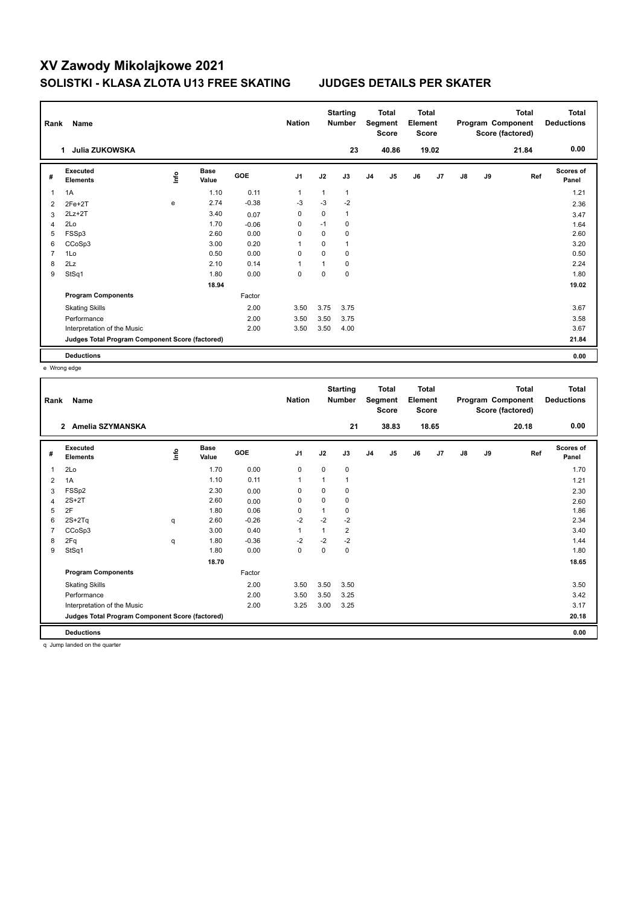# XV Zawody Mikolajkowe 2021

## SOLISTKI - KLASA ZLOTA U13 FREE SKATING JUDGES DETAILS PER SKATER

| Rank | Name | Nation | Starting Number | Total Segment Score | Total Element Score | Total Program Component Score (factored) | Total Deductions |
|---|---|---|---|---|---|---|---|
| 1 | Julia ZUKOWSKA | | 23 | 40.86 | 19.02 | 21.84 | 0.00 |

| # | Executed Elements | Info | Base Value | GOE | J1 | J2 | J3 | J4 | J5 | J6 | J7 | J8 | J9 | Ref | Scores of Panel |
|---|---|---|---|---|---|---|---|---|---|---|---|---|---|---|---|
| 1 | 1A | | 1.10 | 0.11 | 1 | 1 | 1 | | | | | | | | 1.21 |
| 2 | 2Fe+2T | e | 2.74 | -0.38 | -3 | -3 | -2 | | | | | | | | 2.36 |
| 3 | 2Lz+2T | | 3.40 | 0.07 | 0 | 0 | 1 | | | | | | | | 3.47 |
| 4 | 2Lo | | 1.70 | -0.06 | 0 | -1 | 0 | | | | | | | | 1.64 |
| 5 | FSSp3 | | 2.60 | 0.00 | 0 | 0 | 0 | | | | | | | | 2.60 |
| 6 | CCoSp3 | | 3.00 | 0.20 | 1 | 0 | 1 | | | | | | | | 3.20 |
| 7 | 1Lo | | 0.50 | 0.00 | 0 | 0 | 0 | | | | | | | | 0.50 |
| 8 | 2Lz | | 2.10 | 0.14 | 1 | 1 | 0 | | | | | | | | 2.24 |
| 9 | StSq1 | | 1.80 | 0.00 | 0 | 0 | 0 | | | | | | | | 1.80 |
| | | | 18.94 | | | | | | | | | | | | 19.02 |
| | **Program Components** | | | Factor | | | | | | | | | | | |
| | Skating Skills | | | 2.00 | 3.50 | 3.75 | 3.75 | | | | | | | | 3.67 |
| | Performance | | | 2.00 | 3.50 | 3.50 | 3.75 | | | | | | | | 3.58 |
| | Interpretation of the Music | | | 2.00 | 3.50 | 3.50 | 4.00 | | | | | | | | 3.67 |
| | **Judges Total Program Component Score (factored)** | | | | | | | | | | | | | | 21.84 |
| | **Deductions** | | | | | | | | | | | | | | 0.00 |

e Wrong edge

| Rank | Name | Nation | Starting Number | Total Segment Score | Total Element Score | Total Program Component Score (factored) | Total Deductions |
|---|---|---|---|---|---|---|---|
| 2 | Amelia SZYMANSKA | | 21 | 38.83 | 18.65 | 20.18 | 0.00 |

| # | Executed Elements | Info | Base Value | GOE | J1 | J2 | J3 | J4 | J5 | J6 | J7 | J8 | J9 | Ref | Scores of Panel |
|---|---|---|---|---|---|---|---|---|---|---|---|---|---|---|---|
| 1 | 2Lo | | 1.70 | 0.00 | 0 | 0 | 0 | | | | | | | | 1.70 |
| 2 | 1A | | 1.10 | 0.11 | 1 | 1 | 1 | | | | | | | | 1.21 |
| 3 | FSSp2 | | 2.30 | 0.00 | 0 | 0 | 0 | | | | | | | | 2.30 |
| 4 | 2S+2T | | 2.60 | 0.00 | 0 | 0 | 0 | | | | | | | | 2.60 |
| 5 | 2F | | 1.80 | 0.06 | 0 | 1 | 0 | | | | | | | | 1.86 |
| 6 | 2S+2Tq | q | 2.60 | -0.26 | -2 | -2 | -2 | | | | | | | | 2.34 |
| 7 | CCoSp3 | | 3.00 | 0.40 | 1 | 1 | 2 | | | | | | | | 3.40 |
| 8 | 2Fq | q | 1.80 | -0.36 | -2 | -2 | -2 | | | | | | | | 1.44 |
| 9 | StSq1 | | 1.80 | 0.00 | 0 | 0 | 0 | | | | | | | | 1.80 |
| | | | 18.70 | | | | | | | | | | | | 18.65 |
| | **Program Components** | | | Factor | | | | | | | | | | | |
| | Skating Skills | | | 2.00 | 3.50 | 3.50 | 3.50 | | | | | | | | 3.50 |
| | Performance | | | 2.00 | 3.50 | 3.50 | 3.25 | | | | | | | | 3.42 |
| | Interpretation of the Music | | | 2.00 | 3.25 | 3.00 | 3.25 | | | | | | | | 3.17 |
| | **Judges Total Program Component Score (factored)** | | | | | | | | | | | | | | 20.18 |
| | **Deductions** | | | | | | | | | | | | | | 0.00 |

q Jump landed on the quarter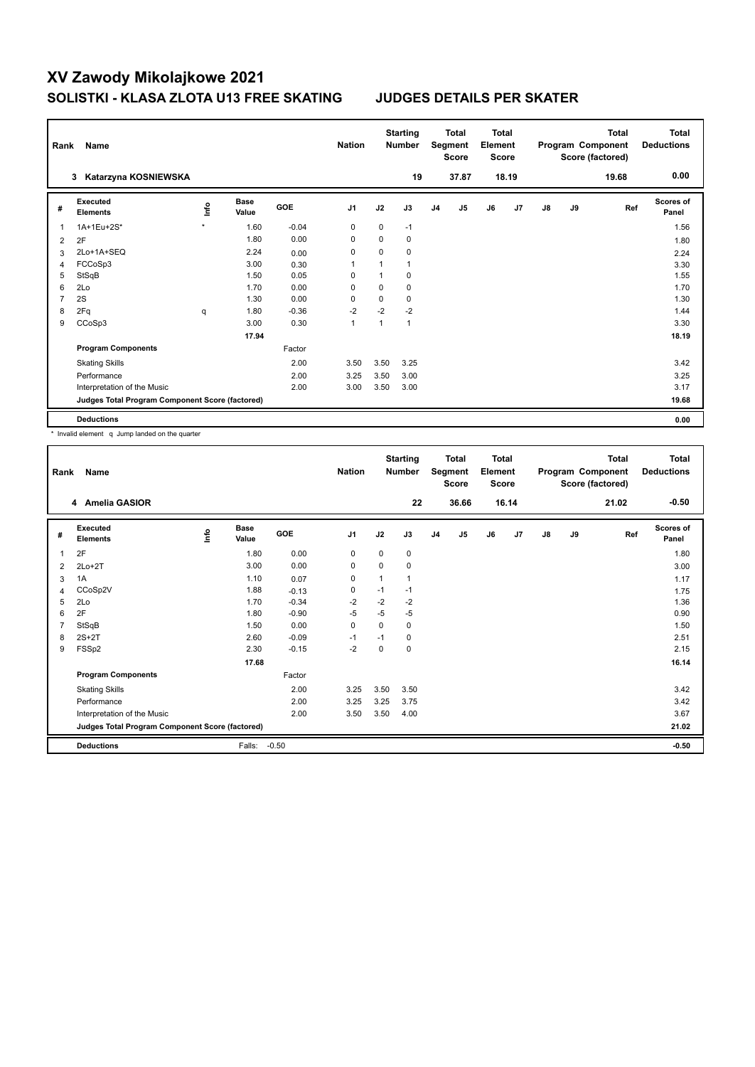# XV Zawody Mikolajkowe 2021

## SOLISTKI - KLASA ZLOTA U13 FREE SKATING JUDGES DETAILS PER SKATER

| Rank | Name | Nation | Starting Number | Total Segment Score | Total Element Score | Total Program Component Score (factored) | Total Deductions |
|---|---|---|---|---|---|---|---|
| 3 | Katarzyna KOSNIEWSKA | | 19 | 37.87 | 18.19 | 19.68 | 0.00 |

| # | Executed Elements | Info | Base Value | GOE | J1 | J2 | J3 | J4 | J5 | J6 | J7 | J8 | J9 | Ref | Scores of Panel |
|---|---|---|---|---|---|---|---|---|---|---|---|---|---|---|---|
| 1 | 1A+1Eu+2S* | * | 1.60 | -0.04 | 0 | 0 | -1 | | | | | | | | 1.56 |
| 2 | 2F | | 1.80 | 0.00 | 0 | 0 | 0 | | | | | | | | 1.80 |
| 3 | 2Lo+1A+SEQ | | 2.24 | 0.00 | 0 | 0 | 0 | | | | | | | | 2.24 |
| 4 | FCCoSp3 | | 3.00 | 0.30 | 1 | 1 | 1 | | | | | | | | 3.30 |
| 5 | StSqB | | 1.50 | 0.05 | 0 | 1 | 0 | | | | | | | | 1.55 |
| 6 | 2Lo | | 1.70 | 0.00 | 0 | 0 | 0 | | | | | | | | 1.70 |
| 7 | 2S | | 1.30 | 0.00 | 0 | 0 | 0 | | | | | | | | 1.30 |
| 8 | 2Fq | q | 1.80 | -0.36 | -2 | -2 | -2 | | | | | | | | 1.44 |
| 9 | CCoSp3 | | 3.00 | 0.30 | 1 | 1 | 1 | | | | | | | | 3.30 |
| | | | 17.94 | | | | | | | | | | | | 18.19 |
| | **Program Components** | | | Factor | | | | | | | | | | | |
| | Skating Skills | | | 2.00 | 3.50 | 3.50 | 3.25 | | | | | | | | 3.42 |
| | Performance | | | 2.00 | 3.25 | 3.50 | 3.00 | | | | | | | | 3.25 |
| | Interpretation of the Music | | | 2.00 | 3.00 | 3.50 | 3.00 | | | | | | | | 3.17 |
| | **Judges Total Program Component Score (factored)** | | | | | | | | | | | | | | 19.68 |
| | **Deductions** | | | | | | | | | | | | | | 0.00 |

\* Invalid element q Jump landed on the quarter

| Rank | Name | Nation | Starting Number | Total Segment Score | Total Element Score | Total Program Component Score (factored) | Total Deductions |
|---|---|---|---|---|---|---|---|
| 4 | Amelia GASIOR | | 22 | 36.66 | 16.14 | 21.02 | -0.50 |

| # | Executed Elements | Info | Base Value | GOE | J1 | J2 | J3 | J4 | J5 | J6 | J7 | J8 | J9 | Ref | Scores of Panel |
|---|---|---|---|---|---|---|---|---|---|---|---|---|---|---|---|
| 1 | 2F | | 1.80 | 0.00 | 0 | 0 | 0 | | | | | | | | 1.80 |
| 2 | 2Lo+2T | | 3.00 | 0.00 | 0 | 0 | 0 | | | | | | | | 3.00 |
| 3 | 1A | | 1.10 | 0.07 | 0 | 1 | 1 | | | | | | | | 1.17 |
| 4 | CCoSp2V | | 1.88 | -0.13 | 0 | -1 | -1 | | | | | | | | 1.75 |
| 5 | 2Lo | | 1.70 | -0.34 | -2 | -2 | -2 | | | | | | | | 1.36 |
| 6 | 2F | | 1.80 | -0.90 | -5 | -5 | -5 | | | | | | | | 0.90 |
| 7 | StSqB | | 1.50 | 0.00 | 0 | 0 | 0 | | | | | | | | 1.50 |
| 8 | 2S+2T | | 2.60 | -0.09 | -1 | -1 | 0 | | | | | | | | 2.51 |
| 9 | FSSp2 | | 2.30 | -0.15 | -2 | 0 | 0 | | | | | | | | 2.15 |
| | | | 17.68 | | | | | | | | | | | | 16.14 |
| | **Program Components** | | | Factor | | | | | | | | | | | |
| | Skating Skills | | | 2.00 | 3.25 | 3.50 | 3.50 | | | | | | | | 3.42 |
| | Performance | | | 2.00 | 3.25 | 3.25 | 3.75 | | | | | | | | 3.42 |
| | Interpretation of the Music | | | 2.00 | 3.50 | 3.50 | 4.00 | | | | | | | | 3.67 |
| | **Judges Total Program Component Score (factored)** | | | | | | | | | | | | | | 21.02 |
| | **Deductions** | | Falls: | -0.50 | | | | | | | | | | | -0.50 |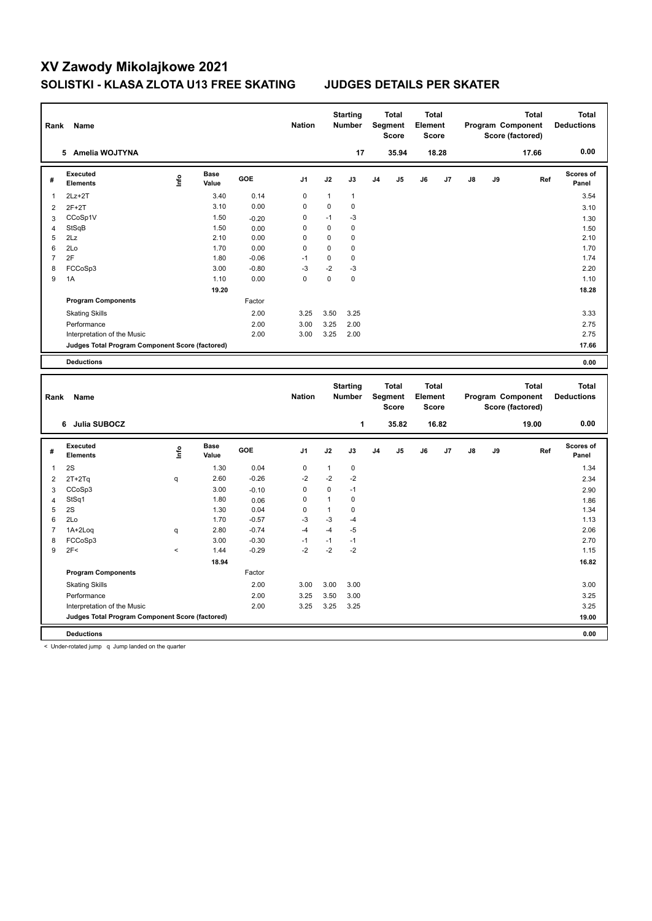# XV Zawody Mikolajkowe 2021

## SOLISTKI - KLASA ZLOTA U13 FREE SKATING JUDGES DETAILS PER SKATER

| Rank | Name | Nation | Starting Number | Total Segment Score | Total Element Score | Total Program Component Score (factored) | Total Deductions |
|---|---|---|---|---|---|---|---|
| 5 | Amelia WOJTYNA | | 17 | 35.94 | 18.28 | 17.66 | 0.00 |

| # | Executed Elements | Info | Base Value | GOE | J1 | J2 | J3 | J4 | J5 | J6 | J7 | J8 | J9 | Ref | Scores of Panel |
|---|---|---|---|---|---|---|---|---|---|---|---|---|---|---|---|
| 1 | 2Lz+2T | | 3.40 | 0.14 | 0 | 1 | 1 | | | | | | | | 3.54 |
| 2 | 2F+2T | | 3.10 | 0.00 | 0 | 0 | 0 | | | | | | | | 3.10 |
| 3 | CCoSp1V | | 1.50 | -0.20 | 0 | -1 | -3 | | | | | | | | 1.30 |
| 4 | StSqB | | 1.50 | 0.00 | 0 | 0 | 0 | | | | | | | | 1.50 |
| 5 | 2Lz | | 2.10 | 0.00 | 0 | 0 | 0 | | | | | | | | 2.10 |
| 6 | 2Lo | | 1.70 | 0.00 | 0 | 0 | 0 | | | | | | | | 1.70 |
| 7 | 2F | | 1.80 | -0.06 | -1 | 0 | 0 | | | | | | | | 1.74 |
| 8 | FCCoSp3 | | 3.00 | -0.80 | -3 | -2 | -3 | | | | | | | | 2.20 |
| 9 | 1A | | 1.10 | 0.00 | 0 | 0 | 0 | | | | | | | | 1.10 |
| | | | 19.20 | | | | | | | | | | | | 18.28 |
| | **Program Components** | | | Factor | | | | | | | | | | | |
| | Skating Skills | | | 2.00 | 3.25 | 3.50 | 3.25 | | | | | | | | 3.33 |
| | Performance | | | 2.00 | 3.00 | 3.25 | 2.00 | | | | | | | | 2.75 |
| | Interpretation of the Music | | | 2.00 | 3.00 | 3.25 | 2.00 | | | | | | | | 2.75 |
| | **Judges Total Program Component Score (factored)** | | | | | | | | | | | | | | 17.66 |
| | **Deductions** | | | | | | | | | | | | | | 0.00 |

| Rank | Name | Nation | Starting Number | Total Segment Score | Total Element Score | Total Program Component Score (factored) | Total Deductions |
|---|---|---|---|---|---|---|---|
| 6 | Julia SUBOCZ | | 1 | 35.82 | 16.82 | 19.00 | 0.00 |

| # | Executed Elements | Info | Base Value | GOE | J1 | J2 | J3 | J4 | J5 | J6 | J7 | J8 | J9 | Ref | Scores of Panel |
|---|---|---|---|---|---|---|---|---|---|---|---|---|---|---|---|
| 1 | 2S | | 1.30 | 0.04 | 0 | 1 | 0 | | | | | | | | 1.34 |
| 2 | 2T+2Tq | q | 2.60 | -0.26 | -2 | -2 | -2 | | | | | | | | 2.34 |
| 3 | CCoSp3 | | 3.00 | -0.10 | 0 | 0 | -1 | | | | | | | | 2.90 |
| 4 | StSq1 | | 1.80 | 0.06 | 0 | 1 | 0 | | | | | | | | 1.86 |
| 5 | 2S | | 1.30 | 0.04 | 0 | 1 | 0 | | | | | | | | 1.34 |
| 6 | 2Lo | | 1.70 | -0.57 | -3 | -3 | -4 | | | | | | | | 1.13 |
| 7 | 1A+2Loq | q | 2.80 | -0.74 | -4 | -4 | -5 | | | | | | | | 2.06 |
| 8 | FCCoSp3 | | 3.00 | -0.30 | -1 | -1 | -1 | | | | | | | | 2.70 |
| 9 | 2F< | < | 1.44 | -0.29 | -2 | -2 | -2 | | | | | | | | 1.15 |
| | | | 18.94 | | | | | | | | | | | | 16.82 |
| | **Program Components** | | | Factor | | | | | | | | | | | |
| | Skating Skills | | | 2.00 | 3.00 | 3.00 | 3.00 | | | | | | | | 3.00 |
| | Performance | | | 2.00 | 3.25 | 3.50 | 3.00 | | | | | | | | 3.25 |
| | Interpretation of the Music | | | 2.00 | 3.25 | 3.25 | 3.25 | | | | | | | | 3.25 |
| | **Judges Total Program Component Score (factored)** | | | | | | | | | | | | | | 19.00 |
| | **Deductions** | | | | | | | | | | | | | | 0.00 |

< Under-rotated jump q Jump landed on the quarter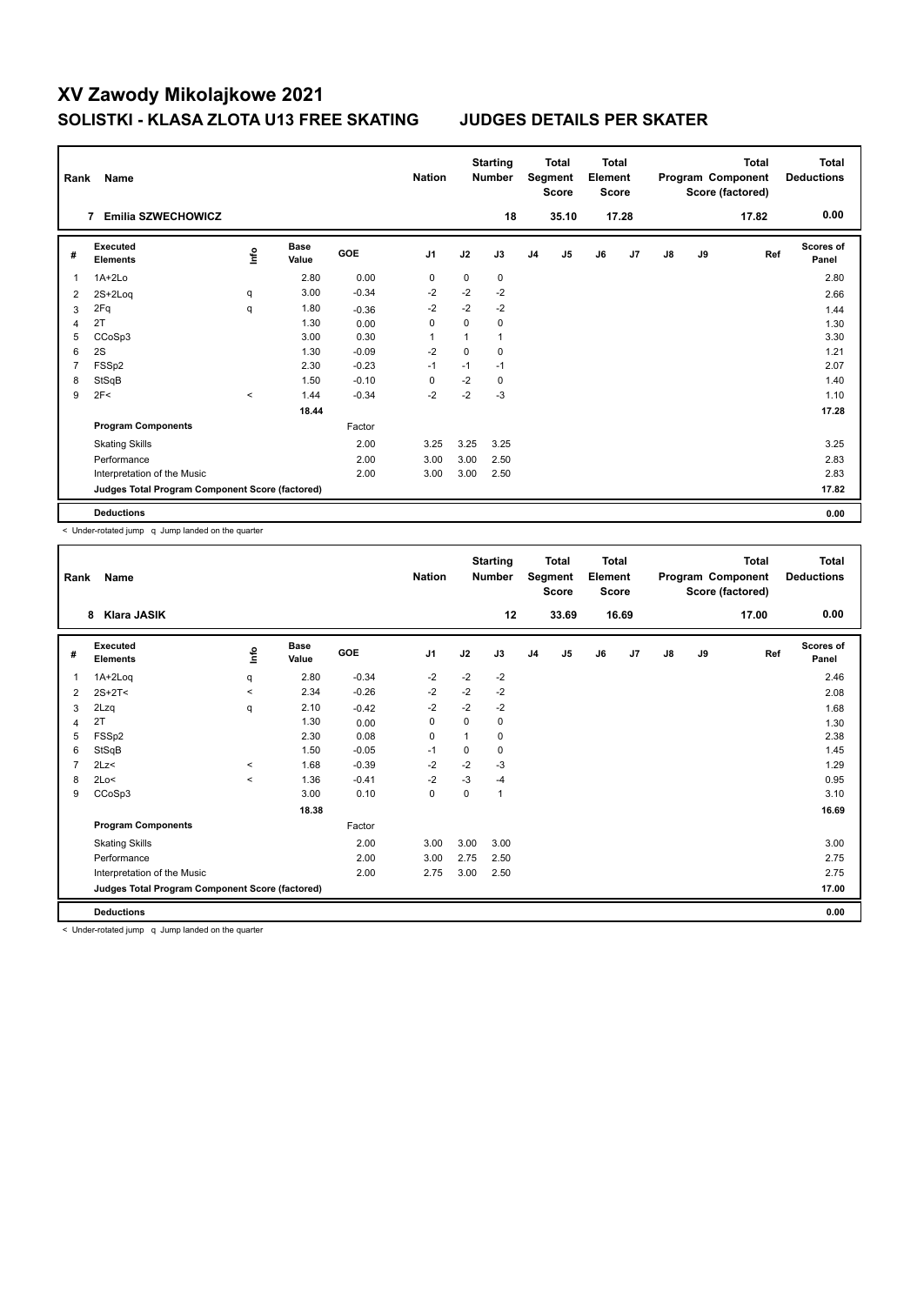# XV Zawody Mikolajkowe 2021

## SOLISTKI - KLASA ZLOTA U13 FREE SKATING JUDGES DETAILS PER SKATER

| Rank | Name | Nation | Starting Number | Total Segment Score | Total Element Score | Total Program Component Score (factored) | Total Deductions |
|---|---|---|---|---|---|---|---|
| 7 | Emilia SZWECHOWICZ | | 18 | 35.10 | 17.28 | 17.82 | 0.00 |

| # | Executed Elements | Info | Base Value | GOE | J1 | J2 | J3 | J4 | J5 | J6 | J7 | J8 | J9 | Ref | Scores of Panel |
|---|---|---|---|---|---|---|---|---|---|---|---|---|---|---|---|
| 1 | 1A+2Lo | | 2.80 | 0.00 | 0 | 0 | 0 | | | | | | | | 2.80 |
| 2 | 2S+2Loq | q | 3.00 | -0.34 | -2 | -2 | -2 | | | | | | | | 2.66 |
| 3 | 2Fq | q | 1.80 | -0.36 | -2 | -2 | -2 | | | | | | | | 1.44 |
| 4 | 2T | | 1.30 | 0.00 | 0 | 0 | 0 | | | | | | | | 1.30 |
| 5 | CCoSp3 | | 3.00 | 0.30 | 1 | 1 | 1 | | | | | | | | 3.30 |
| 6 | 2S | | 1.30 | -0.09 | -2 | 0 | 0 | | | | | | | | 1.21 |
| 7 | FSSp2 | | 2.30 | -0.23 | -1 | -1 | -1 | | | | | | | | 2.07 |
| 8 | StSqB | | 1.50 | -0.10 | 0 | -2 | 0 | | | | | | | | 1.40 |
| 9 | 2F< | < | 1.44 | -0.34 | -2 | -2 | -3 | | | | | | | | 1.10 |
| | | | 18.44 | | | | | | | | | | | | 17.28 |
| | **Program Components** | | | Factor | | | | | | | | | | | |
| | Skating Skills | | | 2.00 | 3.25 | 3.25 | 3.25 | | | | | | | | 3.25 |
| | Performance | | | 2.00 | 3.00 | 3.00 | 2.50 | | | | | | | | 2.83 |
| | Interpretation of the Music | | | 2.00 | 3.00 | 3.00 | 2.50 | | | | | | | | 2.83 |
| | **Judges Total Program Component Score (factored)** | | | | | | | | | | | | | | 17.82 |
| | **Deductions** | | | | | | | | | | | | | | 0.00 |

< Under-rotated jump q Jump landed on the quarter

| Rank | Name | Nation | Starting Number | Total Segment Score | Total Element Score | Total Program Component Score (factored) | Total Deductions |
|---|---|---|---|---|---|---|---|
| 8 | Klara JASIK | | 12 | 33.69 | 16.69 | 17.00 | 0.00 |

| # | Executed Elements | Info | Base Value | GOE | J1 | J2 | J3 | J4 | J5 | J6 | J7 | J8 | J9 | Ref | Scores of Panel |
|---|---|---|---|---|---|---|---|---|---|---|---|---|---|---|---|
| 1 | 1A+2Loq | q | 2.80 | -0.34 | -2 | -2 | -2 | | | | | | | | 2.46 |
| 2 | 2S+2T< | < | 2.34 | -0.26 | -2 | -2 | -2 | | | | | | | | 2.08 |
| 3 | 2Lzq | q | 2.10 | -0.42 | -2 | -2 | -2 | | | | | | | | 1.68 |
| 4 | 2T | | 1.30 | 0.00 | 0 | 0 | 0 | | | | | | | | 1.30 |
| 5 | FSSp2 | | 2.30 | 0.08 | 0 | 1 | 0 | | | | | | | | 2.38 |
| 6 | StSqB | | 1.50 | -0.05 | -1 | 0 | 0 | | | | | | | | 1.45 |
| 7 | 2Lz< | < | 1.68 | -0.39 | -2 | -2 | -3 | | | | | | | | 1.29 |
| 8 | 2Lo< | < | 1.36 | -0.41 | -2 | -3 | -4 | | | | | | | | 0.95 |
| 9 | CCoSp3 | | 3.00 | 0.10 | 0 | 0 | 1 | | | | | | | | 3.10 |
| | | | 18.38 | | | | | | | | | | | | 16.69 |
| | **Program Components** | | | Factor | | | | | | | | | | | |
| | Skating Skills | | | 2.00 | 3.00 | 3.00 | 3.00 | | | | | | | | 3.00 |
| | Performance | | | 2.00 | 3.00 | 2.75 | 2.50 | | | | | | | | 2.75 |
| | Interpretation of the Music | | | 2.00 | 2.75 | 3.00 | 2.50 | | | | | | | | 2.75 |
| | **Judges Total Program Component Score (factored)** | | | | | | | | | | | | | | 17.00 |
| | **Deductions** | | | | | | | | | | | | | | 0.00 |

< Under-rotated jump q Jump landed on the quarter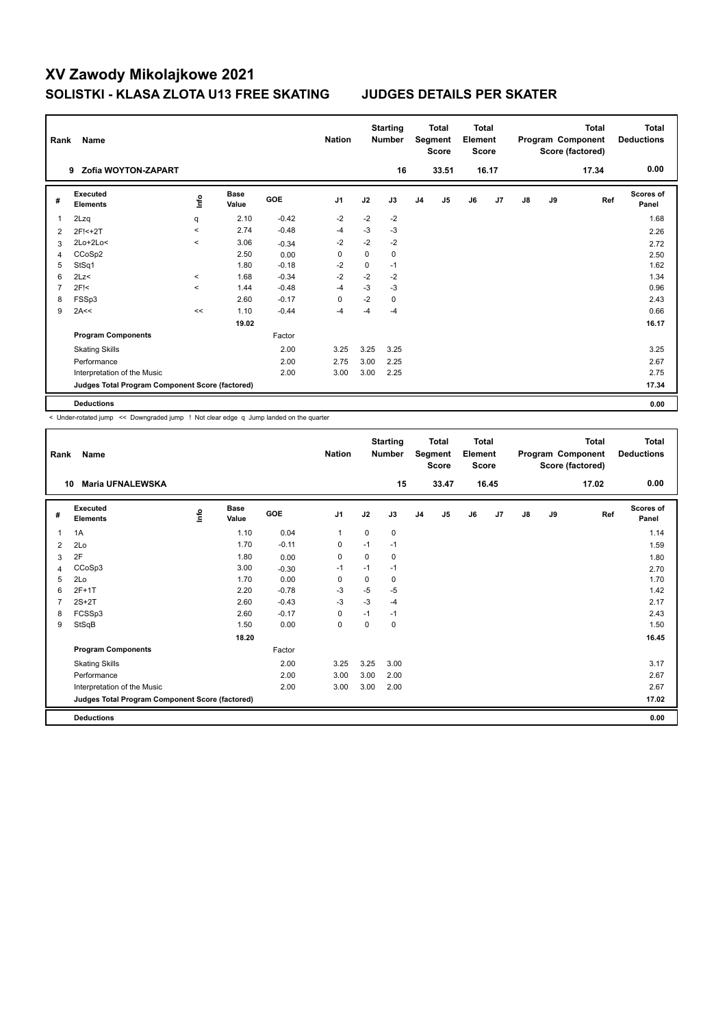# XV Zawody Mikolajkowe 2021

## SOLISTKI - KLASA ZLOTA U13 FREE SKATING     JUDGES DETAILS PER SKATER

| Rank | Name | Nation | Starting Number | Total Segment Score | Total Element Score | Total Program Component Score (factored) | Total Deductions |
|---|---|---|---|---|---|---|---|
| 9 | Zofia WOYTON-ZAPART | | 16 | 33.51 | 16.17 | 17.34 | 0.00 |

| # | Executed Elements | Info | Base Value | GOE | J1 | J2 | J3 | J4 | J5 | J6 | J7 | J8 | J9 | Ref | Scores of Panel |
|---|---|---|---|---|---|---|---|---|---|---|---|---|---|---|---|
| 1 | 2Lzq | q | 2.10 | -0.42 | -2 | -2 | -2 | | | | | | | | 1.68 |
| 2 | 2F!<+2T | < | 2.74 | -0.48 | -4 | -3 | -3 | | | | | | | | 2.26 |
| 3 | 2Lo+2Lo< | < | 3.06 | -0.34 | -2 | -2 | -2 | | | | | | | | 2.72 |
| 4 | CCoSp2 | | 2.50 | 0.00 | 0 | 0 | 0 | | | | | | | | 2.50 |
| 5 | StSq1 | | 1.80 | -0.18 | -2 | 0 | -1 | | | | | | | | 1.62 |
| 6 | 2Lz< | < | 1.68 | -0.34 | -2 | -2 | -2 | | | | | | | | 1.34 |
| 7 | 2F!< | < | 1.44 | -0.48 | -4 | -3 | -3 | | | | | | | | 0.96 |
| 8 | FSSp3 | | 2.60 | -0.17 | 0 | -2 | 0 | | | | | | | | 2.43 |
| 9 | 2A<< | << | 1.10 | -0.44 | -4 | -4 | -4 | | | | | | | | 0.66 |
| | | | 19.02 | | | | | | | | | | | | 16.17 |
| | **Program Components** | | | Factor | | | | | | | | | | | |
| | Skating Skills | | | 2.00 | 3.25 | 3.25 | 3.25 | | | | | | | | 3.25 |
| | Performance | | | 2.00 | 2.75 | 3.00 | 2.25 | | | | | | | | 2.67 |
| | Interpretation of the Music | | | 2.00 | 3.00 | 3.00 | 2.25 | | | | | | | | 2.75 |
| | **Judges Total Program Component Score (factored)** | | | | | | | | | | | | | | 17.34 |
| | **Deductions** | | | | | | | | | | | | | | 0.00 |

< Under-rotated jump << Downgraded jump ! Not clear edge q Jump landed on the quarter

| Rank | Name | Nation | Starting Number | Total Segment Score | Total Element Score | Total Program Component Score (factored) | Total Deductions |
|---|---|---|---|---|---|---|---|
| 10 | Maria UFNALEWSKA | | 15 | 33.47 | 16.45 | 17.02 | 0.00 |

| # | Executed Elements | Info | Base Value | GOE | J1 | J2 | J3 | J4 | J5 | J6 | J7 | J8 | J9 | Ref | Scores of Panel |
|---|---|---|---|---|---|---|---|---|---|---|---|---|---|---|---|
| 1 | 1A | | 1.10 | 0.04 | 1 | 0 | 0 | | | | | | | | 1.14 |
| 2 | 2Lo | | 1.70 | -0.11 | 0 | -1 | -1 | | | | | | | | 1.59 |
| 3 | 2F | | 1.80 | 0.00 | 0 | 0 | 0 | | | | | | | | 1.80 |
| 4 | CCoSp3 | | 3.00 | -0.30 | -1 | -1 | -1 | | | | | | | | 2.70 |
| 5 | 2Lo | | 1.70 | 0.00 | 0 | 0 | 0 | | | | | | | | 1.70 |
| 6 | 2F+1T | | 2.20 | -0.78 | -3 | -5 | -5 | | | | | | | | 1.42 |
| 7 | 2S+2T | | 2.60 | -0.43 | -3 | -3 | -4 | | | | | | | | 2.17 |
| 8 | FCSSp3 | | 2.60 | -0.17 | 0 | -1 | -1 | | | | | | | | 2.43 |
| 9 | StSqB | | 1.50 | 0.00 | 0 | 0 | 0 | | | | | | | | 1.50 |
| | | | 18.20 | | | | | | | | | | | | 16.45 |
| | **Program Components** | | | Factor | | | | | | | | | | | |
| | Skating Skills | | | 2.00 | 3.25 | 3.25 | 3.00 | | | | | | | | 3.17 |
| | Performance | | | 2.00 | 3.00 | 3.00 | 2.00 | | | | | | | | 2.67 |
| | Interpretation of the Music | | | 2.00 | 3.00 | 3.00 | 2.00 | | | | | | | | 2.67 |
| | **Judges Total Program Component Score (factored)** | | | | | | | | | | | | | | 17.02 |
| | **Deductions** | | | | | | | | | | | | | | 0.00 |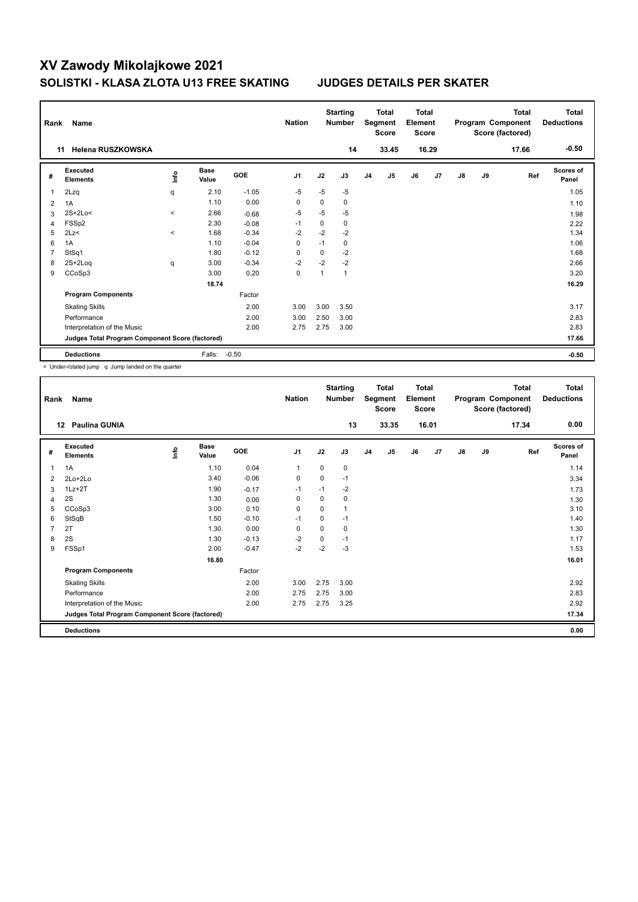# XV Zawody Mikolajkowe 2021

## SOLISTKI - KLASA ZLOTA U13 FREE SKATING JUDGES DETAILS PER SKATER

| Rank | Name | Nation | Starting Number | Total Segment Score | Total Element Score | Total Program Component Score (factored) | Total Deductions |
|---|---|---|---|---|---|---|---|
| 11 | Helena RUSZKOWSKA | | 14 | 33.45 | 16.29 | 17.66 | -0.50 |

| # | Executed Elements | Info | Base Value | GOE | J1 | J2 | J3 | J4 | J5 | J6 | J7 | J8 | J9 | Ref | Scores of Panel |
|---|---|---|---|---|---|---|---|---|---|---|---|---|---|---|---|
| 1 | 2Lzq | q | 2.10 | -1.05 | -5 | -5 | -5 | | | | | | | | 1.05 |
| 2 | 1A | | 1.10 | 0.00 | 0 | 0 | 0 | | | | | | | | 1.10 |
| 3 | 2S+2Lo< | < | 2.66 | -0.68 | -5 | -5 | -5 | | | | | | | | 1.98 |
| 4 | FSSp2 | | 2.30 | -0.08 | -1 | 0 | 0 | | | | | | | | 2.22 |
| 5 | 2Lz< | < | 1.68 | -0.34 | -2 | -2 | -2 | | | | | | | | 1.34 |
| 6 | 1A | | 1.10 | -0.04 | 0 | -1 | 0 | | | | | | | | 1.06 |
| 7 | StSq1 | | 1.80 | -0.12 | 0 | 0 | -2 | | | | | | | | 1.68 |
| 8 | 2S+2Loq | q | 3.00 | -0.34 | -2 | -2 | -2 | | | | | | | | 2.66 |
| 9 | CCoSp3 | | 3.00 | 0.20 | 0 | 1 | 1 | | | | | | | | 3.20 |
| | | | 18.74 | | | | | | | | | | | | 16.29 |
| | **Program Components** | | | Factor | | | | | | | | | | | |
| | Skating Skills | | | 2.00 | 3.00 | 3.00 | 3.50 | | | | | | | | 3.17 |
| | Performance | | | 2.00 | 3.00 | 2.50 | 3.00 | | | | | | | | 2.83 |
| | Interpretation of the Music | | | 2.00 | 2.75 | 2.75 | 3.00 | | | | | | | | 2.83 |
| | **Judges Total Program Component Score (factored)** | | | | | | | | | | | | | | 17.66 |
| | **Deductions** | | Falls: | -0.50 | | | | | | | | | | | -0.50 |

< Under-rotated jump q Jump landed on the quarter

| Rank | Name | Nation | Starting Number | Total Segment Score | Total Element Score | Total Program Component Score (factored) | Total Deductions |
|---|---|---|---|---|---|---|---|
| 12 | Paulina GUNIA | | 13 | 33.35 | 16.01 | 17.34 | 0.00 |

| # | Executed Elements | Info | Base Value | GOE | J1 | J2 | J3 | J4 | J5 | J6 | J7 | J8 | J9 | Ref | Scores of Panel |
|---|---|---|---|---|---|---|---|---|---|---|---|---|---|---|---|
| 1 | 1A | | 1.10 | 0.04 | 1 | 0 | 0 | | | | | | | | 1.14 |
| 2 | 2Lo+2Lo | | 3.40 | -0.06 | 0 | 0 | -1 | | | | | | | | 3.34 |
| 3 | 1Lz+2T | | 1.90 | -0.17 | -1 | -1 | -2 | | | | | | | | 1.73 |
| 4 | 2S | | 1.30 | 0.00 | 0 | 0 | 0 | | | | | | | | 1.30 |
| 5 | CCoSp3 | | 3.00 | 0.10 | 0 | 0 | 1 | | | | | | | | 3.10 |
| 6 | StSqB | | 1.50 | -0.10 | -1 | 0 | -1 | | | | | | | | 1.40 |
| 7 | 2T | | 1.30 | 0.00 | 0 | 0 | 0 | | | | | | | | 1.30 |
| 8 | 2S | | 1.30 | -0.13 | -2 | 0 | -1 | | | | | | | | 1.17 |
| 9 | FSSp1 | | 2.00 | -0.47 | -2 | -2 | -3 | | | | | | | | 1.53 |
| | | | 16.80 | | | | | | | | | | | | 16.01 |
| | **Program Components** | | | Factor | | | | | | | | | | | |
| | Skating Skills | | | 2.00 | 3.00 | 2.75 | 3.00 | | | | | | | | 2.92 |
| | Performance | | | 2.00 | 2.75 | 2.75 | 3.00 | | | | | | | | 2.83 |
| | Interpretation of the Music | | | 2.00 | 2.75 | 2.75 | 3.25 | | | | | | | | 2.92 |
| | **Judges Total Program Component Score (factored)** | | | | | | | | | | | | | | 17.34 |
| | **Deductions** | | | | | | | | | | | | | | 0.00 |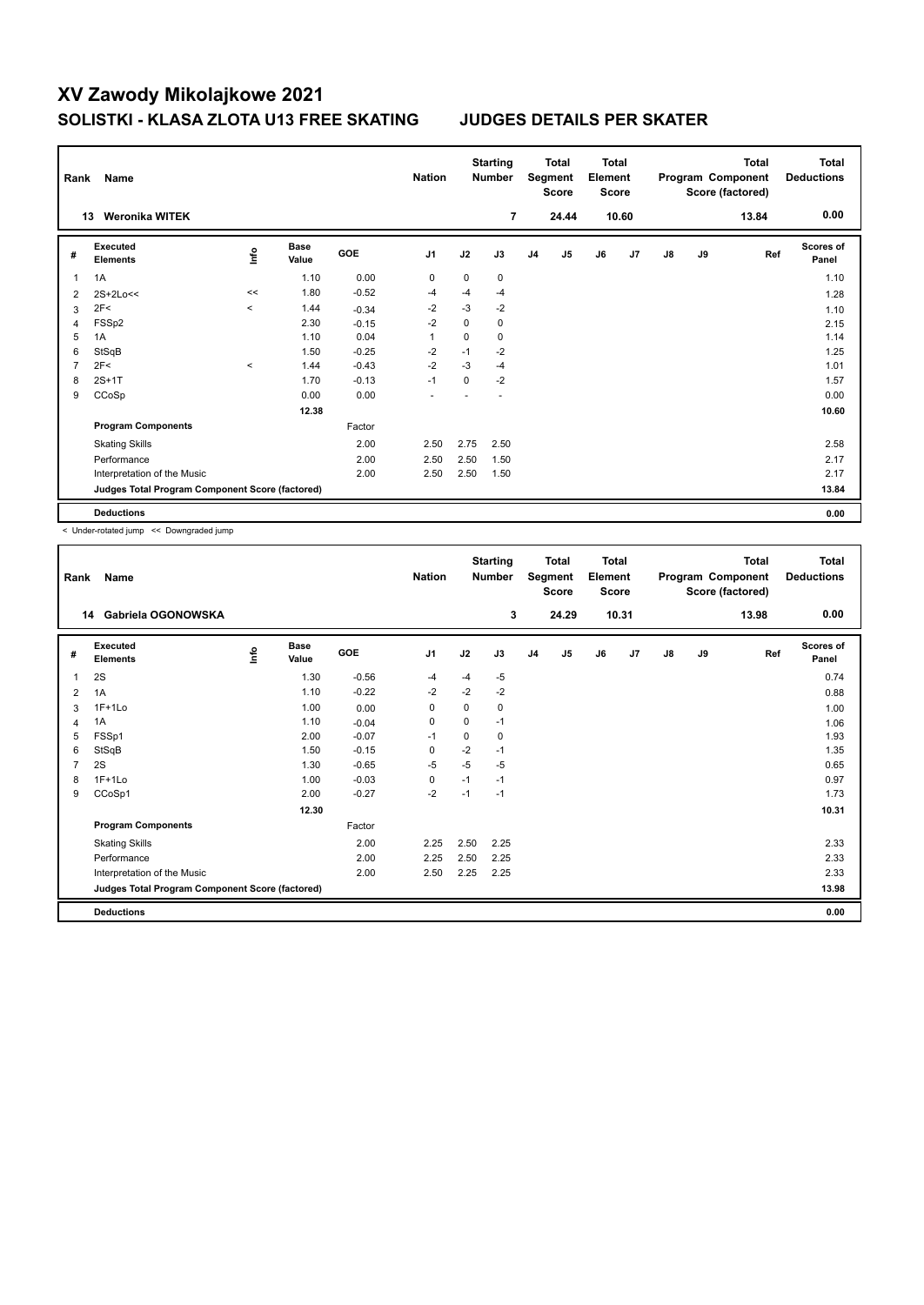# XV Zawody Mikolajkowe 2021

## SOLISTKI - KLASA ZLOTA U13 FREE SKATING JUDGES DETAILS PER SKATER

| Rank | Name | Nation | Starting Number | Total Segment Score | Total Element Score | Total Program Component Score (factored) | Total Deductions |
|---|---|---|---|---|---|---|---|
| 13 | Weronika WITEK | | 7 | 24.44 | 10.60 | 13.84 | 0.00 |

| # | Executed Elements | Info | Base Value | GOE | J1 | J2 | J3 | J4 | J5 | J6 | J7 | J8 | J9 | Ref | Scores of Panel |
|---|---|---|---|---|---|---|---|---|---|---|---|---|---|---|---|
| 1 | 1A | | 1.10 | 0.00 | 0 | 0 | 0 | | | | | | | | 1.10 |
| 2 | 2S+2Lo<< | << | 1.80 | -0.52 | -4 | -4 | -4 | | | | | | | | 1.28 |
| 3 | 2F< | < | 1.44 | -0.34 | -2 | -3 | -2 | | | | | | | | 1.10 |
| 4 | FSSp2 | | 2.30 | -0.15 | -2 | 0 | 0 | | | | | | | | 2.15 |
| 5 | 1A | | 1.10 | 0.04 | 1 | 0 | 0 | | | | | | | | 1.14 |
| 6 | StSqB | | 1.50 | -0.25 | -2 | -1 | -2 | | | | | | | | 1.25 |
| 7 | 2F< | < | 1.44 | -0.43 | -2 | -3 | -4 | | | | | | | | 1.01 |
| 8 | 2S+1T | | 1.70 | -0.13 | -1 | 0 | -2 | | | | | | | | 1.57 |
| 9 | CCoSp | | 0.00 | 0.00 | - | - | - | | | | | | | | 0.00 |
| | | | 12.38 | | | | | | | | | | | | 10.60 |
| | **Program Components** | | | Factor | | | | | | | | | | | |
| | Skating Skills | | | 2.00 | 2.50 | 2.75 | 2.50 | | | | | | | | 2.58 |
| | Performance | | | 2.00 | 2.50 | 2.50 | 1.50 | | | | | | | | 2.17 |
| | Interpretation of the Music | | | 2.00 | 2.50 | 2.50 | 1.50 | | | | | | | | 2.17 |
| | **Judges Total Program Component Score (factored)** | | | | | | | | | | | | | | 13.84 |
| | **Deductions** | | | | | | | | | | | | | | 0.00 |

< Under-rotated jump << Downgraded jump

| Rank | Name | Nation | Starting Number | Total Segment Score | Total Element Score | Total Program Component Score (factored) | Total Deductions |
|---|---|---|---|---|---|---|---|
| 14 | Gabriela OGONOWSKA | | 3 | 24.29 | 10.31 | 13.98 | 0.00 |

| # | Executed Elements | Info | Base Value | GOE | J1 | J2 | J3 | J4 | J5 | J6 | J7 | J8 | J9 | Ref | Scores of Panel |
|---|---|---|---|---|---|---|---|---|---|---|---|---|---|---|---|
| 1 | 2S | | 1.30 | -0.56 | -4 | -4 | -5 | | | | | | | | 0.74 |
| 2 | 1A | | 1.10 | -0.22 | -2 | -2 | -2 | | | | | | | | 0.88 |
| 3 | 1F+1Lo | | 1.00 | 0.00 | 0 | 0 | 0 | | | | | | | | 1.00 |
| 4 | 1A | | 1.10 | -0.04 | 0 | 0 | -1 | | | | | | | | 1.06 |
| 5 | FSSp1 | | 2.00 | -0.07 | -1 | 0 | 0 | | | | | | | | 1.93 |
| 6 | StSqB | | 1.50 | -0.15 | 0 | -2 | -1 | | | | | | | | 1.35 |
| 7 | 2S | | 1.30 | -0.65 | -5 | -5 | -5 | | | | | | | | 0.65 |
| 8 | 1F+1Lo | | 1.00 | -0.03 | 0 | -1 | -1 | | | | | | | | 0.97 |
| 9 | CCoSp1 | | 2.00 | -0.27 | -2 | -1 | -1 | | | | | | | | 1.73 |
| | | | 12.30 | | | | | | | | | | | | 10.31 |
| | **Program Components** | | | Factor | | | | | | | | | | | |
| | Skating Skills | | | 2.00 | 2.25 | 2.50 | 2.25 | | | | | | | | 2.33 |
| | Performance | | | 2.00 | 2.25 | 2.50 | 2.25 | | | | | | | | 2.33 |
| | Interpretation of the Music | | | 2.00 | 2.50 | 2.25 | 2.25 | | | | | | | | 2.33 |
| | **Judges Total Program Component Score (factored)** | | | | | | | | | | | | | | 13.98 |
| | **Deductions** | | | | | | | | | | | | | | 0.00 |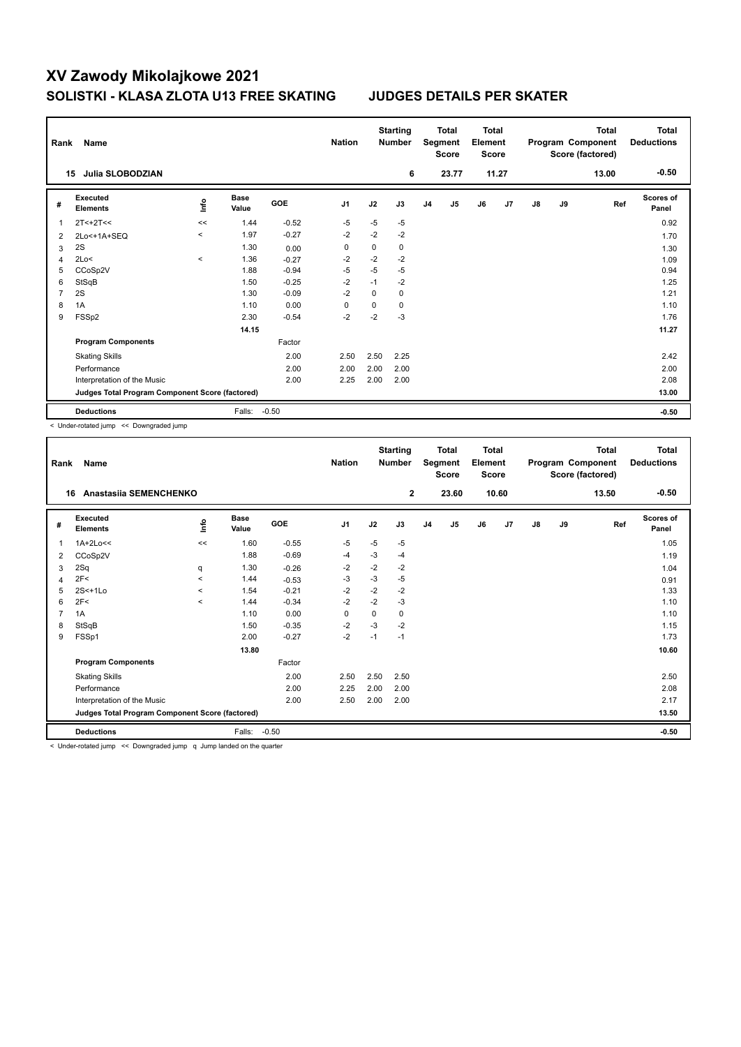# XV Zawody Mikolajkowe 2021

## SOLISTKI - KLASA ZLOTA U13 FREE SKATING JUDGES DETAILS PER SKATER

| Rank | Name | Nation | Starting Number | Total Segment Score | Total Element Score | Total Program Component Score (factored) | Total Deductions |
|---|---|---|---|---|---|---|---|
| 15 | Julia SLOBODZIAN | | 6 | 23.77 | 11.27 | 13.00 | -0.50 |

| # | Executed Elements | Info | Base Value | GOE | J1 | J2 | J3 | J4 | J5 | J6 | J7 | J8 | J9 | Ref | Scores of Panel |
|---|---|---|---|---|---|---|---|---|---|---|---|---|---|---|---|
| 1 | 2T<+2T<< | << | 1.44 | -0.52 | -5 | -5 | -5 | | | | | | | | 0.92 |
| 2 | 2Lo<+1A+SEQ | < | 1.97 | -0.27 | -2 | -2 | -2 | | | | | | | | 1.70 |
| 3 | 2S | | 1.30 | 0.00 | 0 | 0 | 0 | | | | | | | | 1.30 |
| 4 | 2Lo< | < | 1.36 | -0.27 | -2 | -2 | -2 | | | | | | | | 1.09 |
| 5 | CCoSp2V | | 1.88 | -0.94 | -5 | -5 | -5 | | | | | | | | 0.94 |
| 6 | StSqB | | 1.50 | -0.25 | -2 | -1 | -2 | | | | | | | | 1.25 |
| 7 | 2S | | 1.30 | -0.09 | -2 | 0 | 0 | | | | | | | | 1.21 |
| 8 | 1A | | 1.10 | 0.00 | 0 | 0 | 0 | | | | | | | | 1.10 |
| 9 | FSSp2 | | 2.30 | -0.54 | -2 | -2 | -3 | | | | | | | | 1.76 |
| | | | 14.15 | | | | | | | | | | | | 11.27 |
| | **Program Components** | | | Factor | | | | | | | | | | | |
| | Skating Skills | | | 2.00 | 2.50 | 2.50 | 2.25 | | | | | | | | 2.42 |
| | Performance | | | 2.00 | 2.00 | 2.00 | 2.00 | | | | | | | | 2.00 |
| | Interpretation of the Music | | | 2.00 | 2.25 | 2.00 | 2.00 | | | | | | | | 2.08 |
| | **Judges Total Program Component Score (factored)** | | | | | | | | | | | | | | 13.00 |
| | **Deductions** | | Falls: | -0.50 | | | | | | | | | | | -0.50 |

< Under-rotated jump << Downgraded jump

| Rank | Name | Nation | Starting Number | Total Segment Score | Total Element Score | Total Program Component Score (factored) | Total Deductions |
|---|---|---|---|---|---|---|---|
| 16 | Anastasiia SEMENCHENKO | | 2 | 23.60 | 10.60 | 13.50 | -0.50 |

| # | Executed Elements | Info | Base Value | GOE | J1 | J2 | J3 | J4 | J5 | J6 | J7 | J8 | J9 | Ref | Scores of Panel |
|---|---|---|---|---|---|---|---|---|---|---|---|---|---|---|---|
| 1 | 1A+2Lo<< | << | 1.60 | -0.55 | -5 | -5 | -5 | | | | | | | | 1.05 |
| 2 | CCoSp2V | | 1.88 | -0.69 | -4 | -3 | -4 | | | | | | | | 1.19 |
| 3 | 2Sq | q | 1.30 | -0.26 | -2 | -2 | -2 | | | | | | | | 1.04 |
| 4 | 2F< | < | 1.44 | -0.53 | -3 | -3 | -5 | | | | | | | | 0.91 |
| 5 | 2S<+1Lo | < | 1.54 | -0.21 | -2 | -2 | -2 | | | | | | | | 1.33 |
| 6 | 2F< | < | 1.44 | -0.34 | -2 | -2 | -3 | | | | | | | | 1.10 |
| 7 | 1A | | 1.10 | 0.00 | 0 | 0 | 0 | | | | | | | | 1.10 |
| 8 | StSqB | | 1.50 | -0.35 | -2 | -3 | -2 | | | | | | | | 1.15 |
| 9 | FSSp1 | | 2.00 | -0.27 | -2 | -1 | -1 | | | | | | | | 1.73 |
| | | | 13.80 | | | | | | | | | | | | 10.60 |
| | **Program Components** | | | Factor | | | | | | | | | | | |
| | Skating Skills | | | 2.00 | 2.50 | 2.50 | 2.50 | | | | | | | | 2.50 |
| | Performance | | | 2.00 | 2.25 | 2.00 | 2.00 | | | | | | | | 2.08 |
| | Interpretation of the Music | | | 2.00 | 2.50 | 2.00 | 2.00 | | | | | | | | 2.17 |
| | **Judges Total Program Component Score (factored)** | | | | | | | | | | | | | | 13.50 |
| | **Deductions** | | Falls: | -0.50 | | | | | | | | | | | -0.50 |

< Under-rotated jump << Downgraded jump q Jump landed on the quarter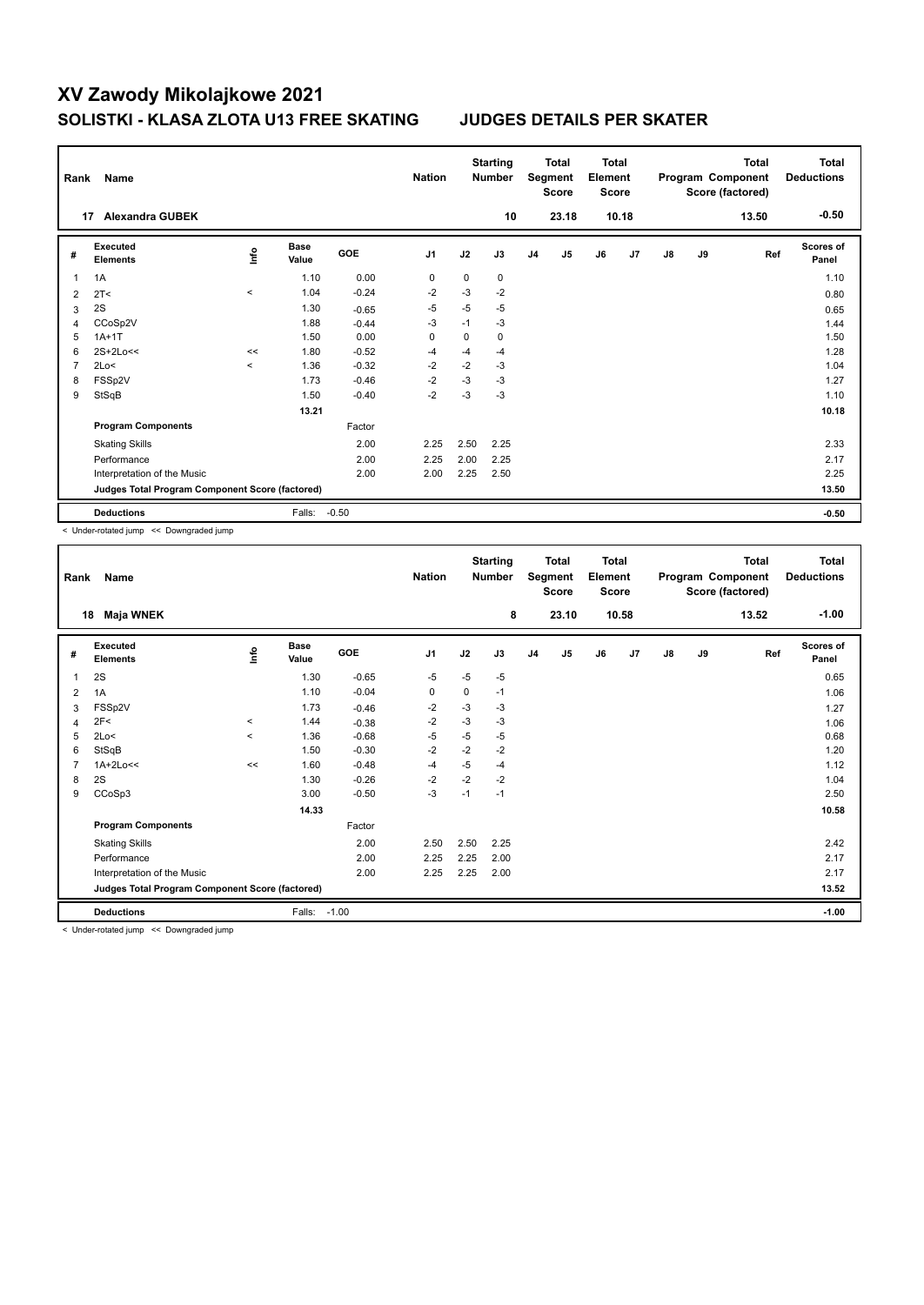# XV Zawody Mikolajkowe 2021

## SOLISTKI - KLASA ZLOTA U13 FREE SKATING JUDGES DETAILS PER SKATER

| Rank | Name | Nation | Starting Number | Total Segment Score | Total Element Score | Total Program Component Score (factored) | Total Deductions |
|---|---|---|---|---|---|---|---|
| 17 | Alexandra GUBEK | | 10 | 23.18 | 10.18 | 13.50 | -0.50 |

| # | Executed Elements | Info | Base Value | GOE | J1 | J2 | J3 | J4 | J5 | J6 | J7 | J8 | J9 | Ref | Scores of Panel |
|---|---|---|---|---|---|---|---|---|---|---|---|---|---|---|---|
| 1 | 1A | | 1.10 | 0.00 | 0 | 0 | 0 | | | | | | | | 1.10 |
| 2 | 2T< | < | 1.04 | -0.24 | -2 | -3 | -2 | | | | | | | | 0.80 |
| 3 | 2S | | 1.30 | -0.65 | -5 | -5 | -5 | | | | | | | | 0.65 |
| 4 | CCoSp2V | | 1.88 | -0.44 | -3 | -1 | -3 | | | | | | | | 1.44 |
| 5 | 1A+1T | | 1.50 | 0.00 | 0 | 0 | 0 | | | | | | | | 1.50 |
| 6 | 2S+2Lo<< | << | 1.80 | -0.52 | -4 | -4 | -4 | | | | | | | | 1.28 |
| 7 | 2Lo< | < | 1.36 | -0.32 | -2 | -2 | -3 | | | | | | | | 1.04 |
| 8 | FSSp2V | | 1.73 | -0.46 | -2 | -3 | -3 | | | | | | | | 1.27 |
| 9 | StSqB | | 1.50 | -0.40 | -2 | -3 | -3 | | | | | | | | 1.10 |
| | | | 13.21 | | | | | | | | | | | | 10.18 |
| | **Program Components** | | | Factor | | | | | | | | | | | |
| | Skating Skills | | | 2.00 | 2.25 | 2.50 | 2.25 | | | | | | | | 2.33 |
| | Performance | | | 2.00 | 2.25 | 2.00 | 2.25 | | | | | | | | 2.17 |
| | Interpretation of the Music | | | 2.00 | 2.00 | 2.25 | 2.50 | | | | | | | | 2.25 |
| | **Judges Total Program Component Score (factored)** | | | | | | | | | | | | | | 13.50 |
| | **Deductions** | | Falls: | -0.50 | | | | | | | | | | | -0.50 |

< Under-rotated jump << Downgraded jump

| Rank | Name | Nation | Starting Number | Total Segment Score | Total Element Score | Total Program Component Score (factored) | Total Deductions |
|---|---|---|---|---|---|---|---|
| 18 | Maja WNEK | | 8 | 23.10 | 10.58 | 13.52 | -1.00 |

| # | Executed Elements | Info | Base Value | GOE | J1 | J2 | J3 | J4 | J5 | J6 | J7 | J8 | J9 | Ref | Scores of Panel |
|---|---|---|---|---|---|---|---|---|---|---|---|---|---|---|---|
| 1 | 2S | | 1.30 | -0.65 | -5 | -5 | -5 | | | | | | | | 0.65 |
| 2 | 1A | | 1.10 | -0.04 | 0 | 0 | -1 | | | | | | | | 1.06 |
| 3 | FSSp2V | | 1.73 | -0.46 | -2 | -3 | -3 | | | | | | | | 1.27 |
| 4 | 2F< | < | 1.44 | -0.38 | -2 | -3 | -3 | | | | | | | | 1.06 |
| 5 | 2Lo< | < | 1.36 | -0.68 | -5 | -5 | -5 | | | | | | | | 0.68 |
| 6 | StSqB | | 1.50 | -0.30 | -2 | -2 | -2 | | | | | | | | 1.20 |
| 7 | 1A+2Lo<< | << | 1.60 | -0.48 | -4 | -5 | -4 | | | | | | | | 1.12 |
| 8 | 2S | | 1.30 | -0.26 | -2 | -2 | -2 | | | | | | | | 1.04 |
| 9 | CCoSp3 | | 3.00 | -0.50 | -3 | -1 | -1 | | | | | | | | 2.50 |
| | | | 14.33 | | | | | | | | | | | | 10.58 |
| | **Program Components** | | | Factor | | | | | | | | | | | |
| | Skating Skills | | | 2.00 | 2.50 | 2.50 | 2.25 | | | | | | | | 2.42 |
| | Performance | | | 2.00 | 2.25 | 2.25 | 2.00 | | | | | | | | 2.17 |
| | Interpretation of the Music | | | 2.00 | 2.25 | 2.25 | 2.00 | | | | | | | | 2.17 |
| | **Judges Total Program Component Score (factored)** | | | | | | | | | | | | | | 13.52 |
| | **Deductions** | | Falls: | -1.00 | | | | | | | | | | | -1.00 |

< Under-rotated jump << Downgraded jump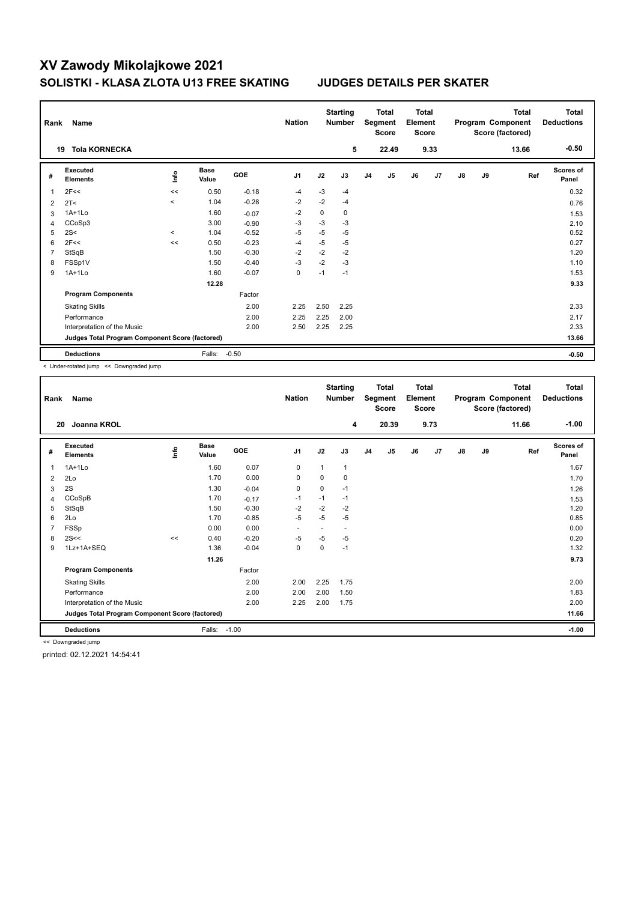# XV Zawody Mikolajkowe 2021

## SOLISTKI - KLASA ZLOTA U13 FREE SKATING JUDGES DETAILS PER SKATER

| Rank | Name | Nation | Starting Number | Total Segment Score | Total Element Score | Total Program Component Score (factored) | Total Deductions |
|---|---|---|---|---|---|---|---|
| 19 | Tola KORNECKA | | 5 | 22.49 | 9.33 | 13.66 | -0.50 |

| # | Executed Elements | Info | Base Value | GOE | J1 | J2 | J3 | J4 | J5 | J6 | J7 | J8 | J9 | Ref | Scores of Panel |
|---|---|---|---|---|---|---|---|---|---|---|---|---|---|---|---|
| 1 | 2F<< | << | 0.50 | -0.18 | -4 | -3 | -4 | | | | | | | | 0.32 |
| 2 | 2T< | < | 1.04 | -0.28 | -2 | -2 | -4 | | | | | | | | 0.76 |
| 3 | 1A+1Lo | | 1.60 | -0.07 | -2 | 0 | 0 | | | | | | | | 1.53 |
| 4 | CCoSp3 | | 3.00 | -0.90 | -3 | -3 | -3 | | | | | | | | 2.10 |
| 5 | 2S< | < | 1.04 | -0.52 | -5 | -5 | -5 | | | | | | | | 0.52 |
| 6 | 2F<< | << | 0.50 | -0.23 | -4 | -5 | -5 | | | | | | | | 0.27 |
| 7 | StSqB | | 1.50 | -0.30 | -2 | -2 | -2 | | | | | | | | 1.20 |
| 8 | FSSp1V | | 1.50 | -0.40 | -3 | -2 | -3 | | | | | | | | 1.10 |
| 9 | 1A+1Lo | | 1.60 | -0.07 | 0 | -1 | -1 | | | | | | | | 1.53 |
| | | | 12.28 | | | | | | | | | | | | 9.33 |
| | **Program Components** | | | Factor | | | | | | | | | | | |
| | Skating Skills | | | 2.00 | 2.25 | 2.50 | 2.25 | | | | | | | | 2.33 |
| | Performance | | | 2.00 | 2.25 | 2.25 | 2.00 | | | | | | | | 2.17 |
| | Interpretation of the Music | | | 2.00 | 2.50 | 2.25 | 2.25 | | | | | | | | 2.33 |
| | **Judges Total Program Component Score (factored)** | | | | | | | | | | | | | | 13.66 |
| | **Deductions** | | Falls: | -0.50 | | | | | | | | | | | -0.50 |

< Under-rotated jump << Downgraded jump

| Rank | Name | Nation | Starting Number | Total Segment Score | Total Element Score | Total Program Component Score (factored) | Total Deductions |
|---|---|---|---|---|---|---|---|
| 20 | Joanna KROL | | 4 | 20.39 | 9.73 | 11.66 | -1.00 |

| # | Executed Elements | Info | Base Value | GOE | J1 | J2 | J3 | J4 | J5 | J6 | J7 | J8 | J9 | Ref | Scores of Panel |
|---|---|---|---|---|---|---|---|---|---|---|---|---|---|---|---|
| 1 | 1A+1Lo | | 1.60 | 0.07 | 0 | 1 | 1 | | | | | | | | 1.67 |
| 2 | 2Lo | | 1.70 | 0.00 | 0 | 0 | 0 | | | | | | | | 1.70 |
| 3 | 2S | | 1.30 | -0.04 | 0 | 0 | -1 | | | | | | | | 1.26 |
| 4 | CCoSpB | | 1.70 | -0.17 | -1 | -1 | -1 | | | | | | | | 1.53 |
| 5 | StSqB | | 1.50 | -0.30 | -2 | -2 | -2 | | | | | | | | 1.20 |
| 6 | 2Lo | | 1.70 | -0.85 | -5 | -5 | -5 | | | | | | | | 0.85 |
| 7 | FSSp | | 0.00 | 0.00 | - | - | - | | | | | | | | 0.00 |
| 8 | 2S<< | << | 0.40 | -0.20 | -5 | -5 | -5 | | | | | | | | 0.20 |
| 9 | 1Lz+1A+SEQ | | 1.36 | -0.04 | 0 | 0 | -1 | | | | | | | | 1.32 |
| | | | 11.26 | | | | | | | | | | | | 9.73 |
| | **Program Components** | | | Factor | | | | | | | | | | | |
| | Skating Skills | | | 2.00 | 2.00 | 2.25 | 1.75 | | | | | | | | 2.00 |
| | Performance | | | 2.00 | 2.00 | 2.00 | 1.50 | | | | | | | | 1.83 |
| | Interpretation of the Music | | | 2.00 | 2.25 | 2.00 | 1.75 | | | | | | | | 2.00 |
| | **Judges Total Program Component Score (factored)** | | | | | | | | | | | | | | 11.66 |
| | **Deductions** | | Falls: | -1.00 | | | | | | | | | | | -1.00 |

<< Downgraded jump

printed: 02.12.2021 14:54:41